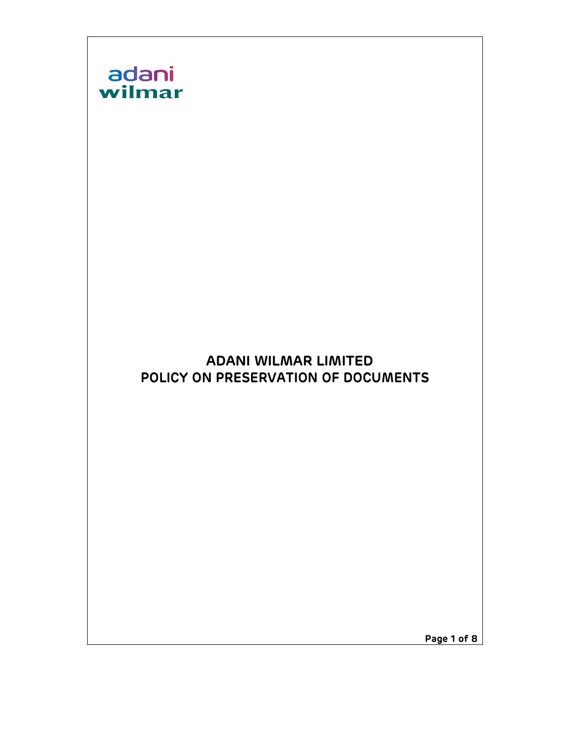adani wilmar

# ADANI WILMAR LIMITED
# POLICY ON PRESERVATION OF DOCUMENTS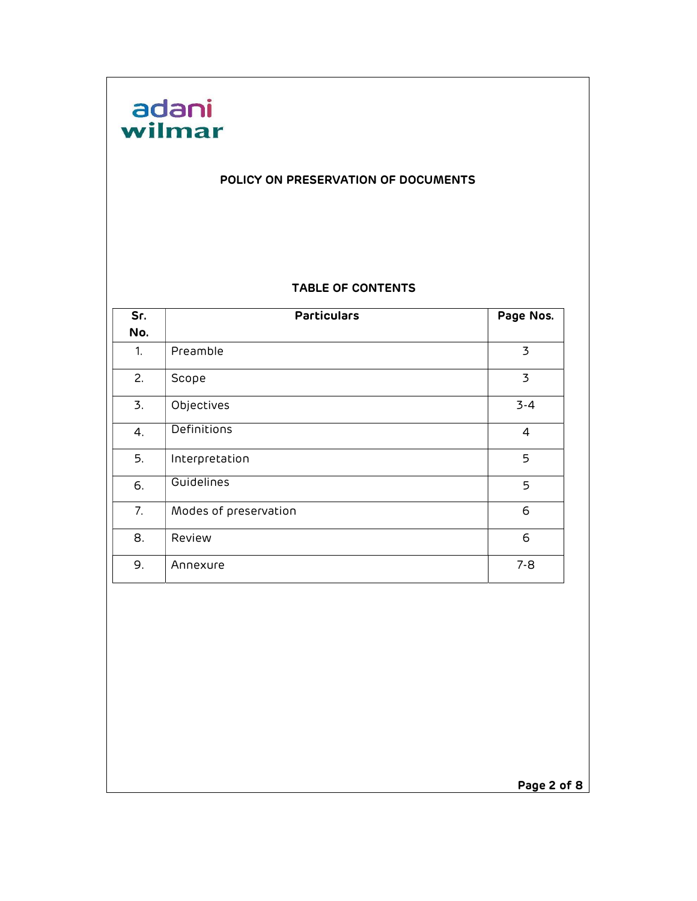adani wilmar

## POLICY ON PRESERVATION OF DOCUMENTS

### TABLE OF CONTENTS

| Sr. No. | Particulars | Page Nos. |
|---|---|---|
| 1. | Preamble | 3 |
| 2. | Scope | 3 |
| 3. | Objectives | 3-4 |
| 4. | Definitions | 4 |
| 5. | Interpretation | 5 |
| 6. | Guidelines | 5 |
| 7. | Modes of preservation | 6 |
| 8. | Review | 6 |
| 9. | Annexure | 7-8 |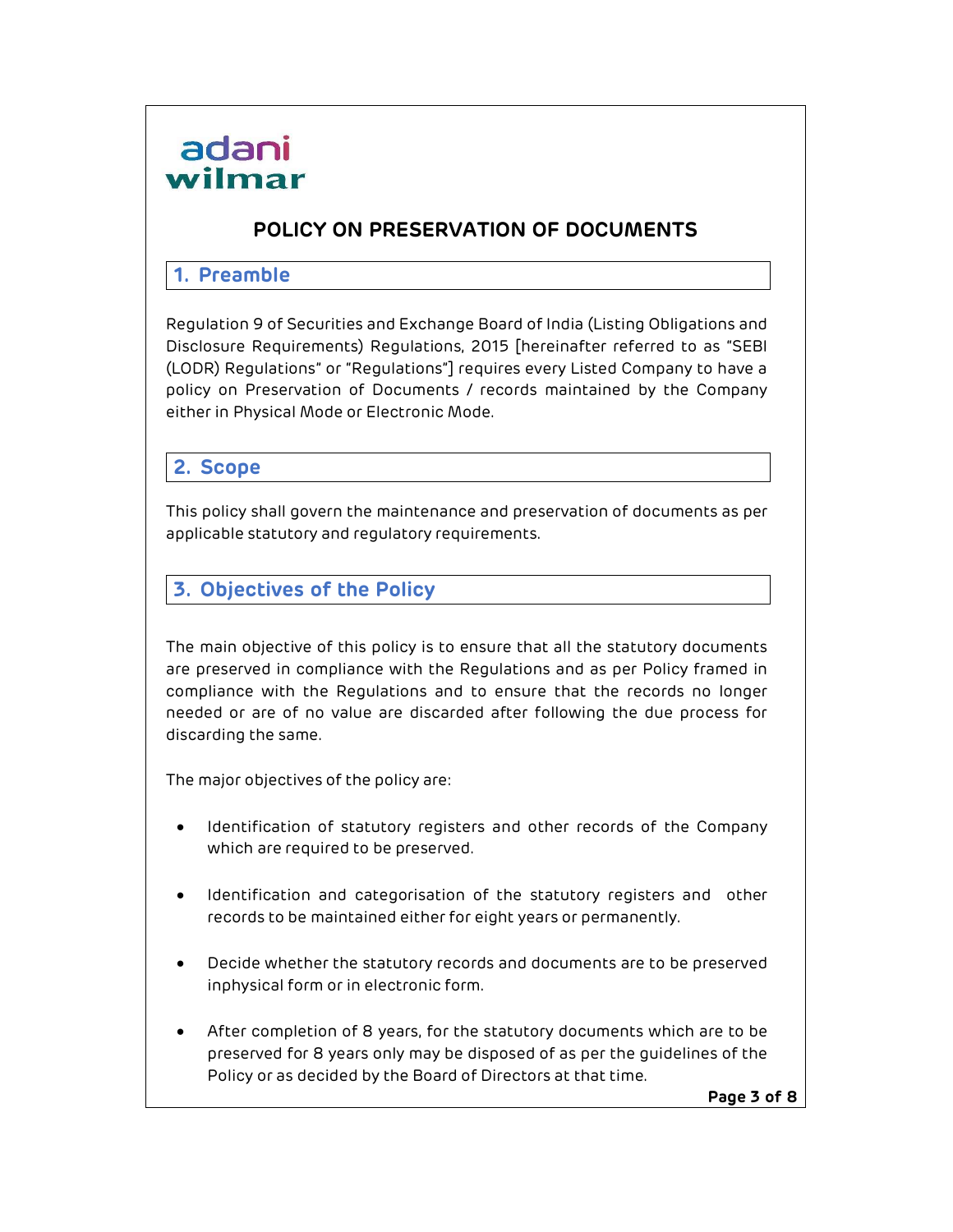# POLICY ON PRESERVATION OF DOCUMENTS

## 1. Preamble

Regulation 9 of Securities and Exchange Board of India (Listing Obligations and Disclosure Requirements) Regulations, 2015 [hereinafter referred to as "SEBI (LODR) Regulations" or "Regulations"] requires every Listed Company to have a policy on Preservation of Documents / records maintained by the Company either in Physical Mode or Electronic Mode.

## 2. Scope

This policy shall govern the maintenance and preservation of documents as per applicable statutory and regulatory requirements.

## 3. Objectives of the Policy

The main objective of this policy is to ensure that all the statutory documents are preserved in compliance with the Regulations and as per Policy framed in compliance with the Regulations and to ensure that the records no longer needed or are of no value are discarded after following the due process for discarding the same.

The major objectives of the policy are:

- Identification of statutory registers and other records of the Company which are required to be preserved.
- Identification and categorisation of the statutory registers and other records to be maintained either for eight years or permanently.
- Decide whether the statutory records and documents are to be preserved inphysical form or in electronic form.
- After completion of 8 years, for the statutory documents which are to be preserved for 8 years only may be disposed of as per the guidelines of the Policy or as decided by the Board of Directors at that time.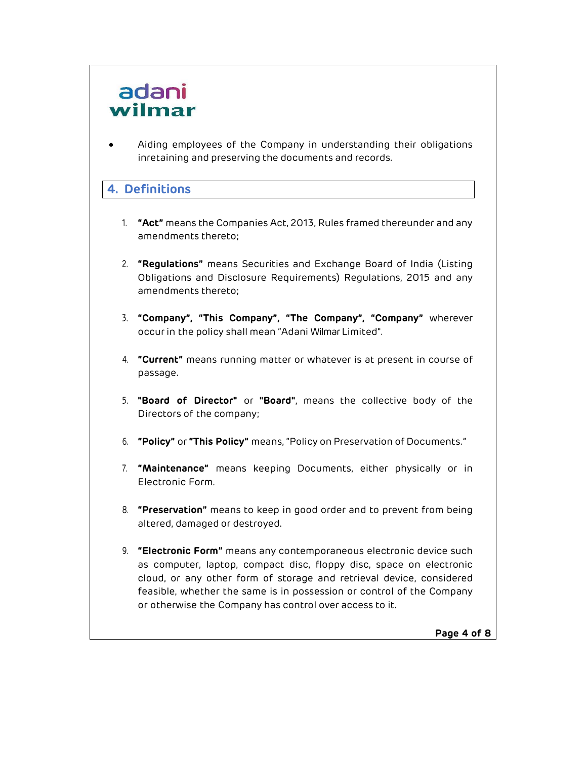- Aiding employees of the Company in understanding their obligations inretaining and preserving the documents and records.

## 4. Definitions

1. **"Act"** means the Companies Act, 2013, Rules framed thereunder and any amendments thereto;

2. **"Regulations"** means Securities and Exchange Board of India (Listing Obligations and Disclosure Requirements) Regulations, 2015 and any amendments thereto;

3. **"Company", "This Company", "The Company", "Company"** wherever occur in the policy shall mean "Adani Wilmar Limited".

4. **"Current"** means running matter or whatever is at present in course of passage.

5. **"Board of Director"** or **"Board"**, means the collective body of the Directors of the company;

6. **"Policy"** or **"This Policy"** means, "Policy on Preservation of Documents."

7. **"Maintenance"** means keeping Documents, either physically or in Electronic Form.

8. **"Preservation"** means to keep in good order and to prevent from being altered, damaged or destroyed.

9. **"Electronic Form"** means any contemporaneous electronic device such as computer, laptop, compact disc, floppy disc, space on electronic cloud, or any other form of storage and retrieval device, considered feasible, whether the same is in possession or control of the Company or otherwise the Company has control over access to it.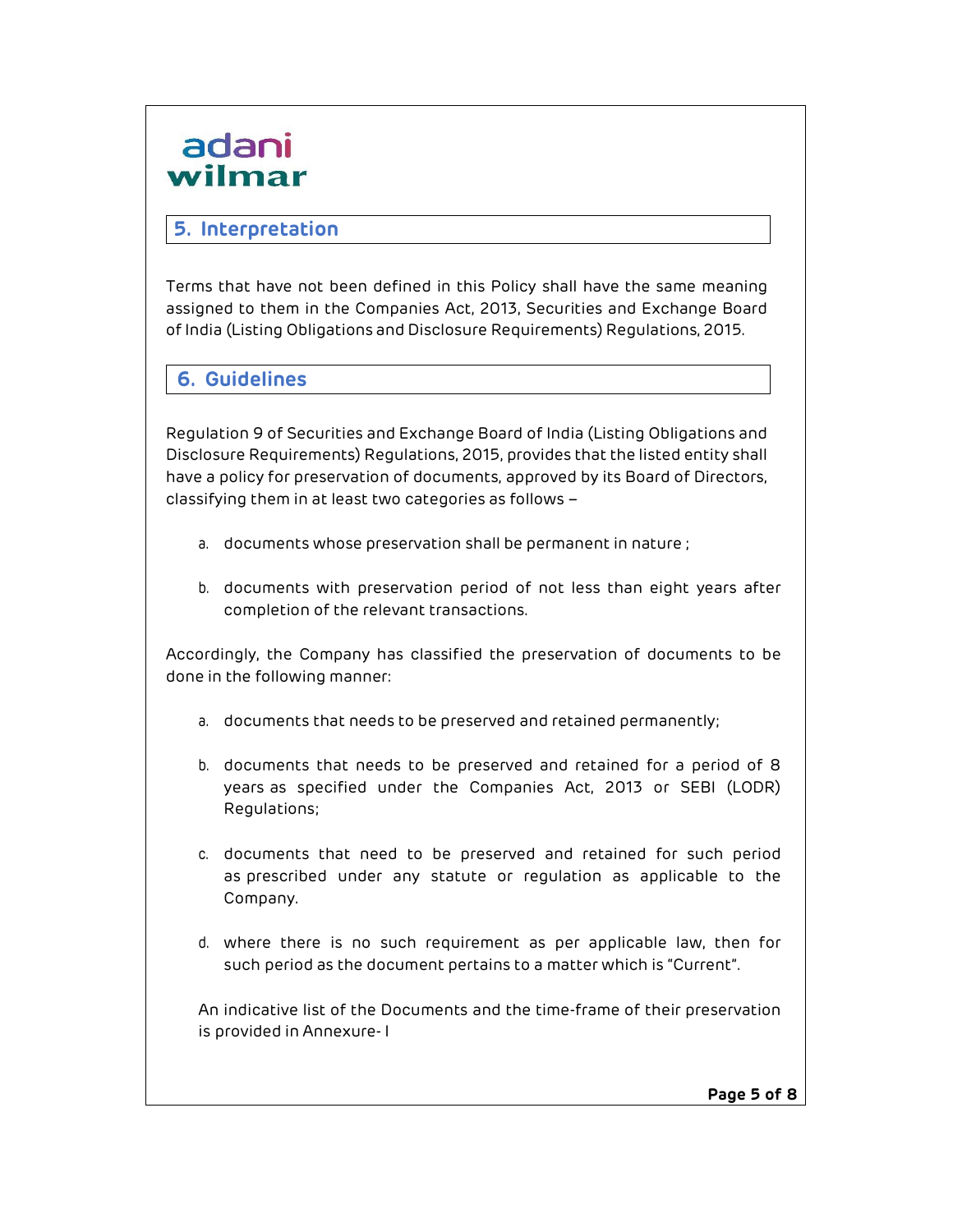## 5. Interpretation

Terms that have not been defined in this Policy shall have the same meaning assigned to them in the Companies Act, 2013, Securities and Exchange Board of India (Listing Obligations and Disclosure Requirements) Regulations, 2015.

## 6. Guidelines

Regulation 9 of Securities and Exchange Board of India (Listing Obligations and Disclosure Requirements) Regulations, 2015, provides that the listed entity shall have a policy for preservation of documents, approved by its Board of Directors, classifying them in at least two categories as follows –

a. documents whose preservation shall be permanent in nature ;

b. documents with preservation period of not less than eight years after completion of the relevant transactions.

Accordingly, the Company has classified the preservation of documents to be done in the following manner:

a. documents that needs to be preserved and retained permanently;

b. documents that needs to be preserved and retained for a period of 8 years as specified under the Companies Act, 2013 or SEBI (LODR) Regulations;

c. documents that need to be preserved and retained for such period as prescribed under any statute or regulation as applicable to the Company.

d. where there is no such requirement as per applicable law, then for such period as the document pertains to a matter which is "Current".

An indicative list of the Documents and the time-frame of their preservation is provided in Annexure- I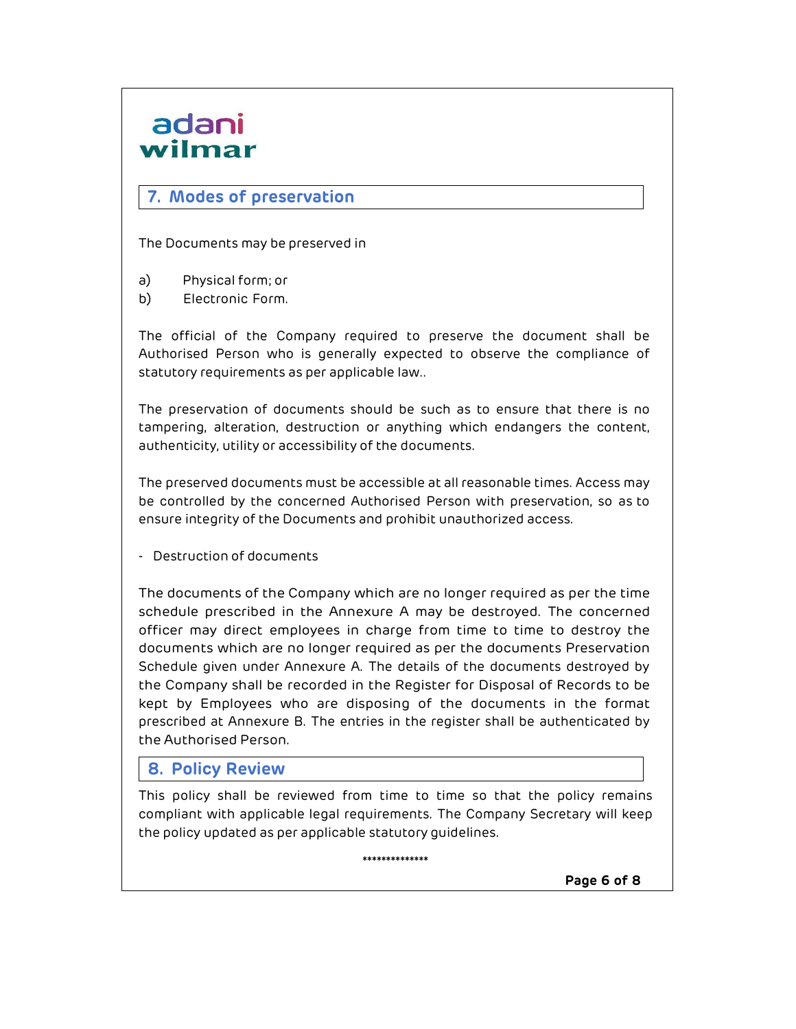## 7. Modes of preservation

The Documents may be preserved in

a) Physical form; or
b) Electronic Form.

The official of the Company required to preserve the document shall be Authorised Person who is generally expected to observe the compliance of statutory requirements as per applicable law..

The preservation of documents should be such as to ensure that there is no tampering, alteration, destruction or anything which endangers the content, authenticity, utility or accessibility of the documents.

The preserved documents must be accessible at all reasonable times. Access may be controlled by the concerned Authorised Person with preservation, so as to ensure integrity of the Documents and prohibit unauthorized access.

- Destruction of documents

The documents of the Company which are no longer required as per the time schedule prescribed in the Annexure A may be destroyed. The concerned officer may direct employees in charge from time to time to destroy the documents which are no longer required as per the documents Preservation Schedule given under Annexure A. The details of the documents destroyed by the Company shall be recorded in the Register for Disposal of Records to be kept by Employees who are disposing of the documents in the format prescribed at Annexure B. The entries in the register shall be authenticated by the Authorised Person.

## 8. Policy Review

This policy shall be reviewed from time to time so that the policy remains compliant with applicable legal requirements. The Company Secretary will keep the policy updated as per applicable statutory guidelines.

**************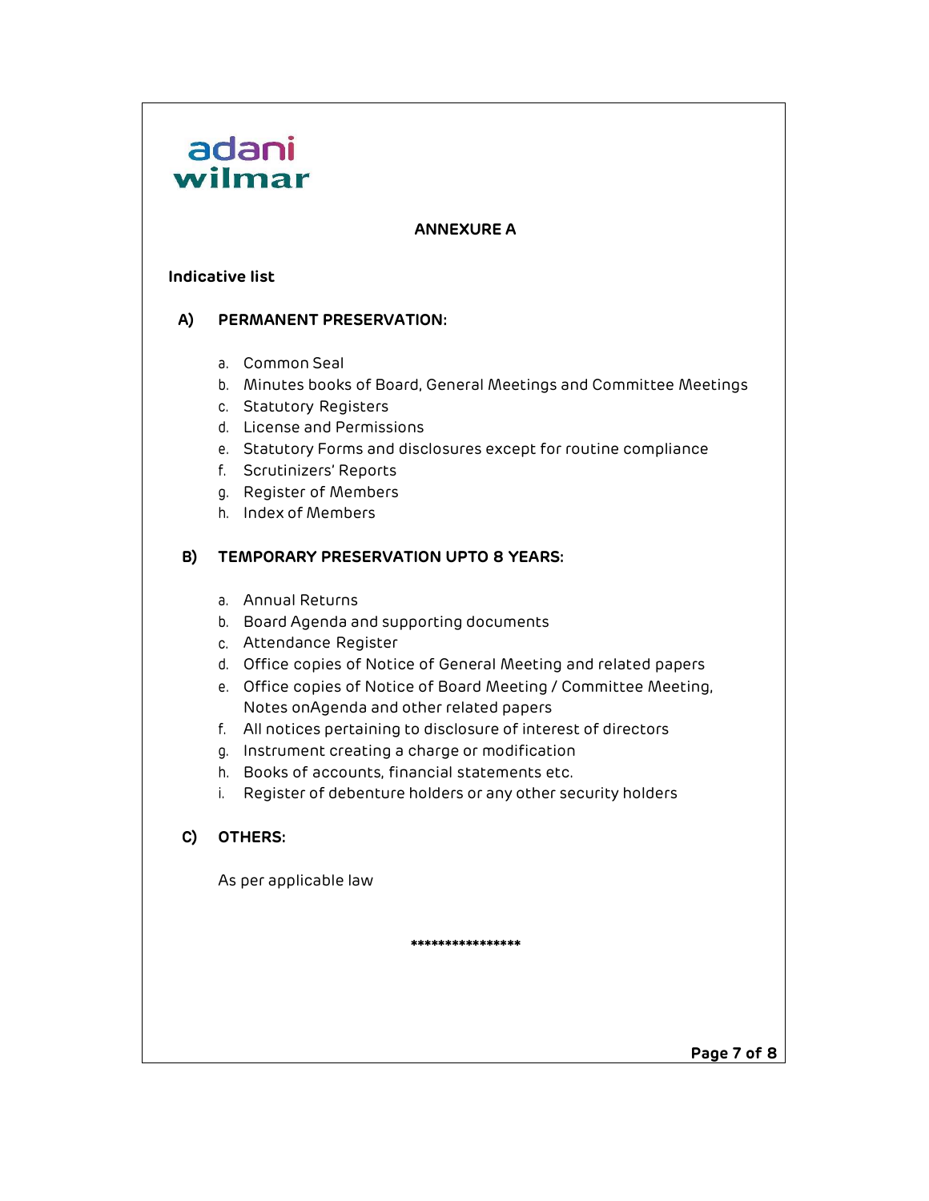## ANNEXURE A

**Indicative list**

### A) PERMANENT PRESERVATION:

a. Common Seal
b. Minutes books of Board, General Meetings and Committee Meetings
c. Statutory Registers
d. License and Permissions
e. Statutory Forms and disclosures except for routine compliance
f. Scrutinizers' Reports
g. Register of Members
h. Index of Members

### B) TEMPORARY PRESERVATION UPTO 8 YEARS:

a. Annual Returns
b. Board Agenda and supporting documents
c. Attendance Register
d. Office copies of Notice of General Meeting and related papers
e. Office copies of Notice of Board Meeting / Committee Meeting, Notes onAgenda and other related papers
f. All notices pertaining to disclosure of interest of directors
g. Instrument creating a charge or modification
h. Books of accounts, financial statements etc.
i. Register of debenture holders or any other security holders

### C) OTHERS:

As per applicable law

****************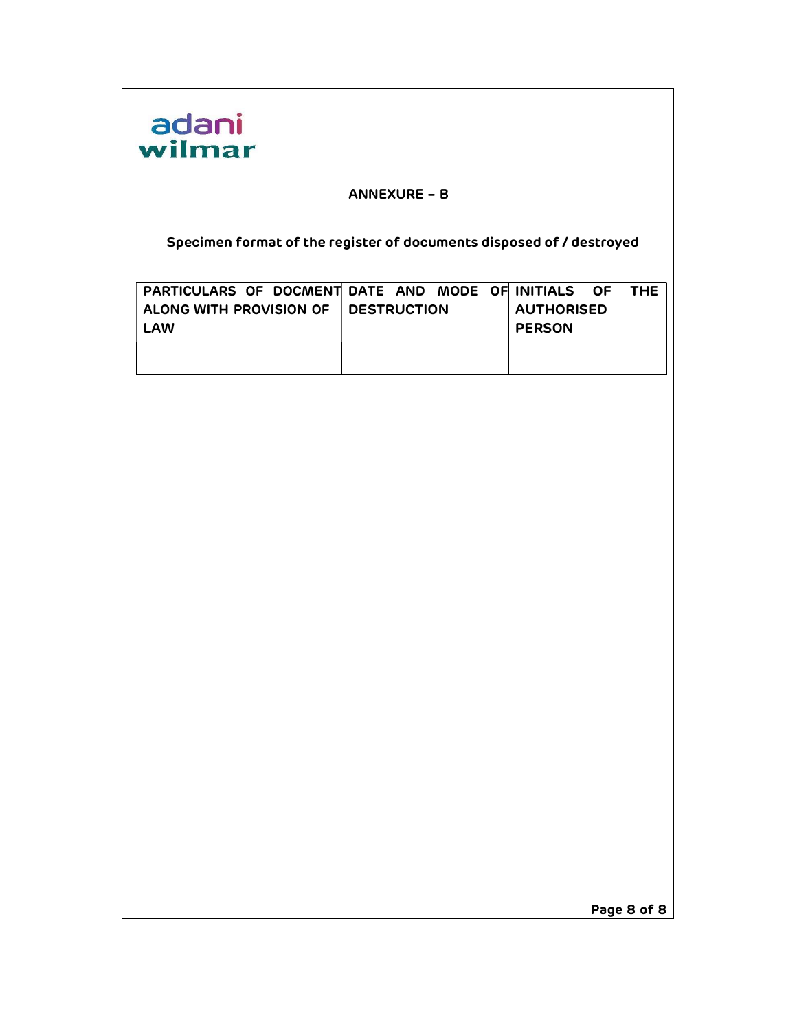adani wilmar

## ANNEXURE – B

### Specimen format of the register of documents disposed of / destroyed

| PARTICULARS OF DOCMENT ALONG WITH PROVISION OF LAW | DATE AND MODE OF DESTRUCTION | INITIALS OF THE AUTHORISED PERSON |
| --- | --- | --- |
| | | |